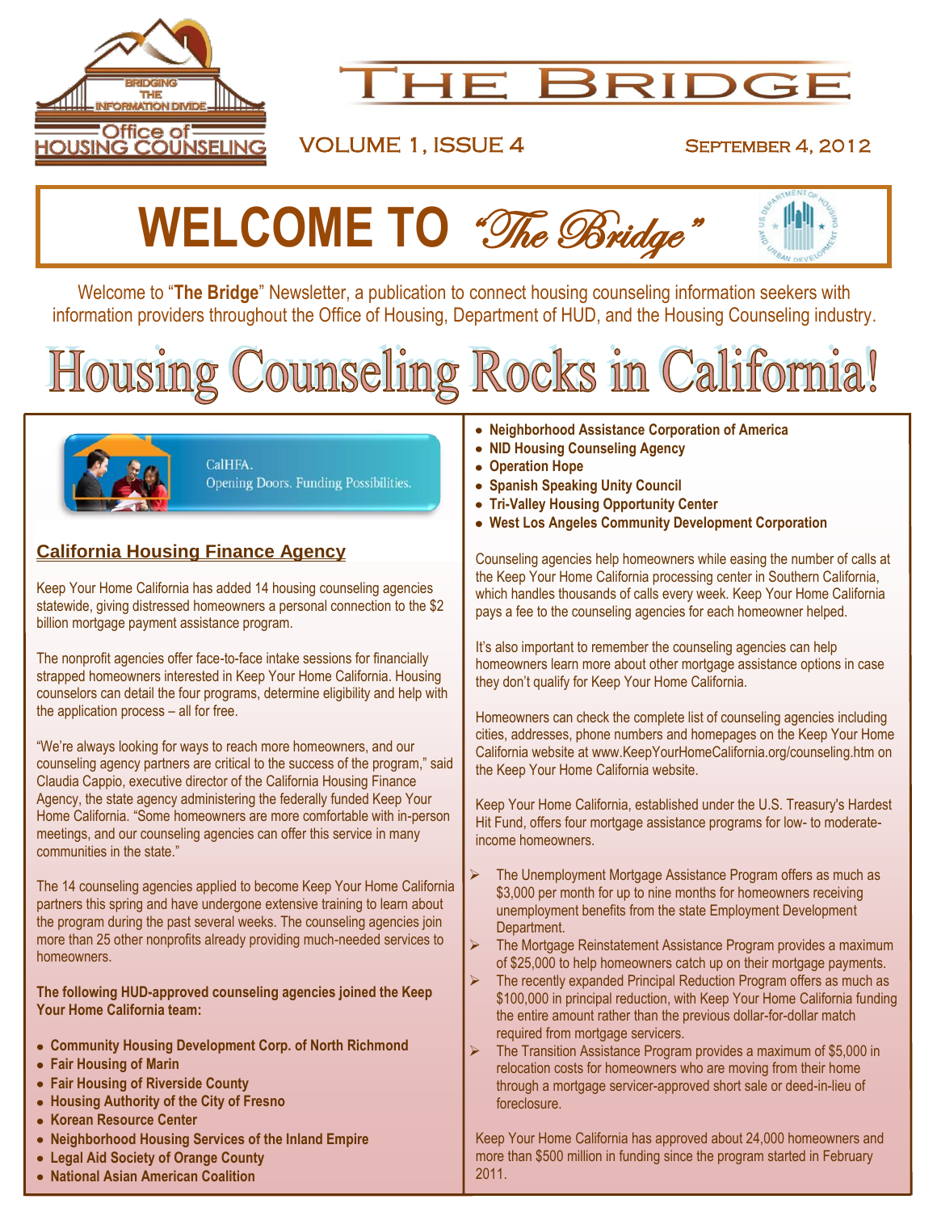# THE BRIDGE

VOLUME 1, ISSUE 4 SEPTEMBER 4, 2012

# WELCOME TO *"The Bridge"*

Welcome to "**The Bridge**" Newsletter, a publication to connect housing counseling information seekers with information providers throughout the Office of Housing, Department of HUD, and the Housing Counseling industry.

# Housing Counseling Rocks in California!

CalHFA.
Opening Doors. Funding Possibilities.

## California Housing Finance Agency

Keep Your Home California has added 14 housing counseling agencies statewide, giving distressed homeowners a personal connection to the $2 billion mortgage payment assistance program.

The nonprofit agencies offer face-to-face intake sessions for financially strapped homeowners interested in Keep Your Home California. Housing counselors can detail the four programs, determine eligibility and help with the application process – all for free.

"We're always looking for ways to reach more homeowners, and our counseling agency partners are critical to the success of the program," said Claudia Cappio, executive director of the California Housing Finance Agency, the state agency administering the federally funded Keep Your Home California. "Some homeowners are more comfortable with in-person meetings, and our counseling agencies can offer this service in many communities in the state."

The 14 counseling agencies applied to become Keep Your Home California partners this spring and have undergone extensive training to learn about the program during the past several weeks. The counseling agencies join more than 25 other nonprofits already providing much-needed services to homeowners.

**The following HUD-approved counseling agencies joined the Keep Your Home California team:**

- **Community Housing Development Corp. of North Richmond**
- **Fair Housing of Marin**
- **Fair Housing of Riverside County**
- **Housing Authority of the City of Fresno**
- **Korean Resource Center**
- **Neighborhood Housing Services of the Inland Empire**
- **Legal Aid Society of Orange County**
- **National Asian American Coalition**
- **Neighborhood Assistance Corporation of America**
- **NID Housing Counseling Agency**
- **Operation Hope**
- **Spanish Speaking Unity Council**
- **Tri-Valley Housing Opportunity Center**
- **West Los Angeles Community Development Corporation**

Counseling agencies help homeowners while easing the number of calls at the Keep Your Home California processing center in Southern California, which handles thousands of calls every week. Keep Your Home California pays a fee to the counseling agencies for each homeowner helped.

It's also important to remember the counseling agencies can help homeowners learn more about other mortgage assistance options in case they don't qualify for Keep Your Home California.

Homeowners can check the complete list of counseling agencies including cities, addresses, phone numbers and homepages on the Keep Your Home California website at www.KeepYourHomeCalifornia.org/counseling.htm on the Keep Your Home California website.

Keep Your Home California, established under the U.S. Treasury's Hardest Hit Fund, offers four mortgage assistance programs for low- to moderate-income homeowners.

- The Unemployment Mortgage Assistance Program offers as much as $3,000 per month for up to nine months for homeowners receiving unemployment benefits from the state Employment Development Department.
- The Mortgage Reinstatement Assistance Program provides a maximum of $25,000 to help homeowners catch up on their mortgage payments.
- The recently expanded Principal Reduction Program offers as much as $100,000 in principal reduction, with Keep Your Home California funding the entire amount rather than the previous dollar-for-dollar match required from mortgage servicers.
- The Transition Assistance Program provides a maximum of $5,000 in relocation costs for homeowners who are moving from their home through a mortgage servicer-approved short sale or deed-in-lieu of foreclosure.

Keep Your Home California has approved about 24,000 homeowners and more than $500 million in funding since the program started in February 2011.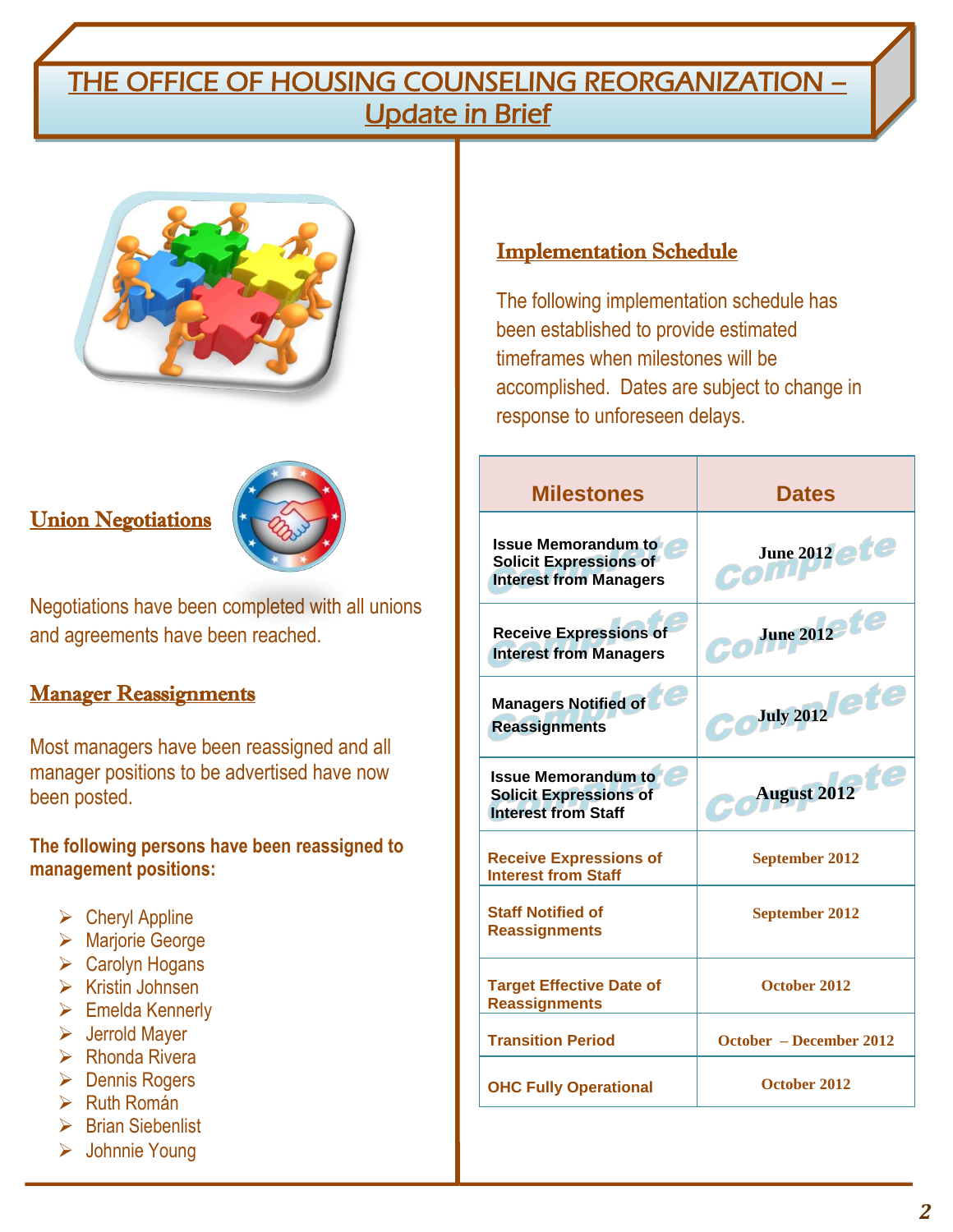# THE OFFICE OF HOUSING COUNSELING REORGANIZATION – Update in Brief

## Union Negotiations

Negotiations have been completed with all unions and agreements have been reached.

## Manager Reassignments

Most managers have been reassigned and all manager positions to be advertised have now been posted.

**The following persons have been reassigned to management positions:**

- Cheryl Appline
- Marjorie George
- Carolyn Hogans
- Kristin Johnsen
- Emelda Kennerly
- Jerrold Mayer
- Rhonda Rivera
- Dennis Rogers
- Ruth Román
- Brian Siebenlist
- Johnnie Young

## Implementation Schedule

The following implementation schedule has been established to provide estimated timeframes when milestones will be accomplished. Dates are subject to change in response to unforeseen delays.

| Milestones | Dates |
|---|---|
| Issue Memorandum to Solicit Expressions of Interest from Managers (Complete) | June 2012 (Complete) |
| Receive Expressions of Interest from Managers (Complete) | June 2012 (Complete) |
| Managers Notified of Reassignments (Complete) | July 2012 (Complete) |
| Issue Memorandum to Solicit Expressions of Interest from Staff (Complete) | August 2012 (Complete) |
| Receive Expressions of Interest from Staff | September 2012 |
| Staff Notified of Reassignments | September 2012 |
| Target Effective Date of Reassignments | October 2012 |
| Transition Period | October – December 2012 |
| OHC Fully Operational | October 2012 |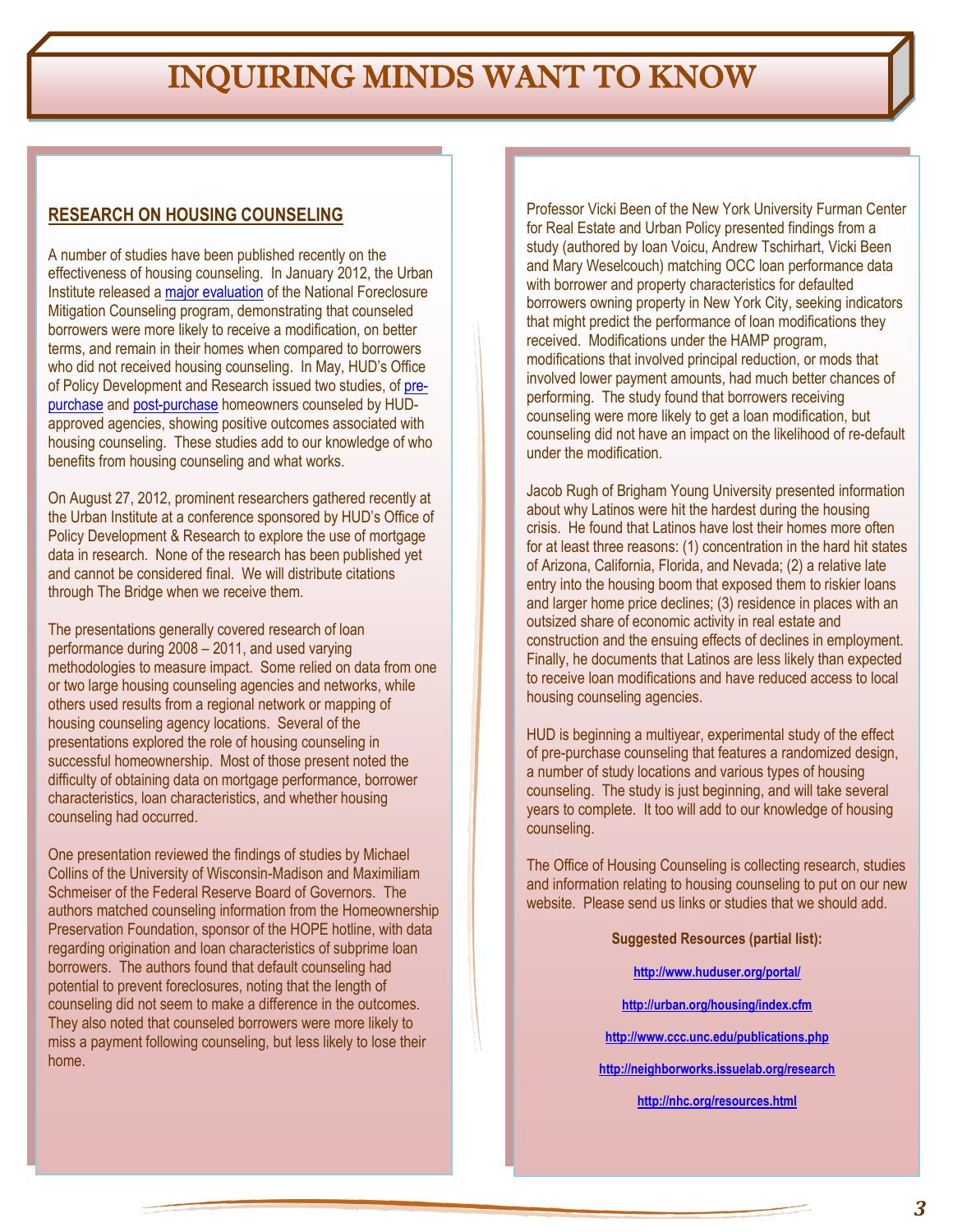# INQUIRING MINDS WANT TO KNOW

## RESEARCH ON HOUSING COUNSELING

A number of studies have been published recently on the effectiveness of housing counseling. In January 2012, the Urban Institute released a major evaluation of the National Foreclosure Mitigation Counseling program, demonstrating that counseled borrowers were more likely to receive a modification, on better terms, and remain in their homes when compared to borrowers who did not received housing counseling. In May, HUD's Office of Policy Development and Research issued two studies, of pre-purchase and post-purchase homeowners counseled by HUD-approved agencies, showing positive outcomes associated with housing counseling. These studies add to our knowledge of who benefits from housing counseling and what works.

On August 27, 2012, prominent researchers gathered recently at the Urban Institute at a conference sponsored by HUD's Office of Policy Development & Research to explore the use of mortgage data in research. None of the research has been published yet and cannot be considered final. We will distribute citations through The Bridge when we receive them.

The presentations generally covered research of loan performance during 2008 – 2011, and used varying methodologies to measure impact. Some relied on data from one or two large housing counseling agencies and networks, while others used results from a regional network or mapping of housing counseling agency locations. Several of the presentations explored the role of housing counseling in successful homeownership. Most of those present noted the difficulty of obtaining data on mortgage performance, borrower characteristics, loan characteristics, and whether housing counseling had occurred.

One presentation reviewed the findings of studies by Michael Collins of the University of Wisconsin-Madison and Maximiliam Schmeiser of the Federal Reserve Board of Governors. The authors matched counseling information from the Homeownership Preservation Foundation, sponsor of the HOPE hotline, with data regarding origination and loan characteristics of subprime loan borrowers. The authors found that default counseling had potential to prevent foreclosures, noting that the length of counseling did not seem to make a difference in the outcomes. They also noted that counseled borrowers were more likely to miss a payment following counseling, but less likely to lose their home.

Professor Vicki Been of the New York University Furman Center for Real Estate and Urban Policy presented findings from a study (authored by Ioan Voicu, Andrew Tschirhart, Vicki Been and Mary Weselcouch) matching OCC loan performance data with borrower and property characteristics for defaulted borrowers owning property in New York City, seeking indicators that might predict the performance of loan modifications they received. Modifications under the HAMP program, modifications that involved principal reduction, or mods that involved lower payment amounts, had much better chances of performing. The study found that borrowers receiving counseling were more likely to get a loan modification, but counseling did not have an impact on the likelihood of re-default under the modification.

Jacob Rugh of Brigham Young University presented information about why Latinos were hit the hardest during the housing crisis. He found that Latinos have lost their homes more often for at least three reasons: (1) concentration in the hard hit states of Arizona, California, Florida, and Nevada; (2) a relative late entry into the housing boom that exposed them to riskier loans and larger home price declines; (3) residence in places with an outsized share of economic activity in real estate and construction and the ensuing effects of declines in employment. Finally, he documents that Latinos are less likely than expected to receive loan modifications and have reduced access to local housing counseling agencies.

HUD is beginning a multiyear, experimental study of the effect of pre-purchase counseling that features a randomized design, a number of study locations and various types of housing counseling. The study is just beginning, and will take several years to complete. It too will add to our knowledge of housing counseling.

The Office of Housing Counseling is collecting research, studies and information relating to housing counseling to put on our new website. Please send us links or studies that we should add.

**Suggested Resources (partial list):**

http://www.huduser.org/portal/

http://urban.org/housing/index.cfm

http://www.ccc.unc.edu/publications.php

http://neighborworks.issuelab.org/research

http://nhc.org/resources.html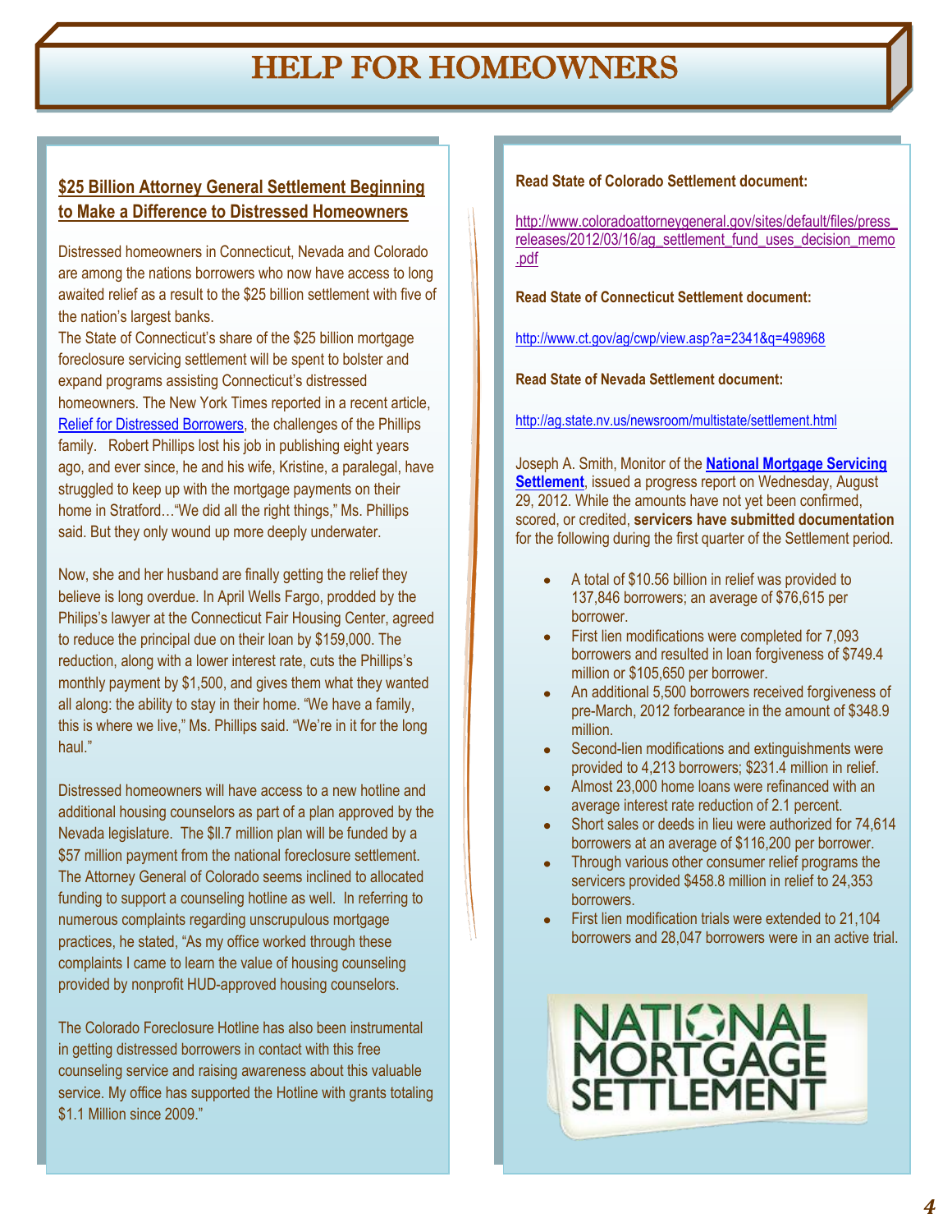# HELP FOR HOMEOWNERS

## $25 Billion Attorney General Settlement Beginning to Make a Difference to Distressed Homeowners

Distressed homeowners in Connecticut, Nevada and Colorado are among the nations borrowers who now have access to long awaited relief as a result to the $25 billion settlement with five of the nation's largest banks.

The State of Connecticut's share of the $25 billion mortgage foreclosure servicing settlement will be spent to bolster and expand programs assisting Connecticut's distressed homeowners. The New York Times reported in a recent article, Relief for Distressed Borrowers, the challenges of the Phillips family. Robert Phillips lost his job in publishing eight years ago, and ever since, he and his wife, Kristine, a paralegal, have struggled to keep up with the mortgage payments on their home in Stratford…"We did all the right things," Ms. Phillips said. But they only wound up more deeply underwater.

Now, she and her husband are finally getting the relief they believe is long overdue. In April Wells Fargo, prodded by the Philips's lawyer at the Connecticut Fair Housing Center, agreed to reduce the principal due on their loan by $159,000. The reduction, along with a lower interest rate, cuts the Phillips's monthly payment by $1,500, and gives them what they wanted all along: the ability to stay in their home. "We have a family, this is where we live," Ms. Phillips said. "We're in it for the long haul."

Distressed homeowners will have access to a new hotline and additional housing counselors as part of a plan approved by the Nevada legislature. The $ll.7 million plan will be funded by a $57 million payment from the national foreclosure settlement. The Attorney General of Colorado seems inclined to allocated funding to support a counseling hotline as well. In referring to numerous complaints regarding unscrupulous mortgage practices, he stated, "As my office worked through these complaints I came to learn the value of housing counseling provided by nonprofit HUD-approved housing counselors.

The Colorado Foreclosure Hotline has also been instrumental in getting distressed borrowers in contact with this free counseling service and raising awareness about this valuable service. My office has supported the Hotline with grants totaling $1.1 Million since 2009."

**Read State of Colorado Settlement document:**

http://www.coloradoattorneygeneral.gov/sites/default/files/press_releases/2012/03/16/ag_settlement_fund_uses_decision_memo.pdf

**Read State of Connecticut Settlement document:**

http://www.ct.gov/ag/cwp/view.asp?a=2341&q=498968

**Read State of Nevada Settlement document:**

http://ag.state.nv.us/newsroom/multistate/settlement.html

Joseph A. Smith, Monitor of the **National Mortgage Servicing Settlement**, issued a progress report on Wednesday, August 29, 2012. While the amounts have not yet been confirmed, scored, or credited, **servicers have submitted documentation** for the following during the first quarter of the Settlement period.

- A total of $10.56 billion in relief was provided to 137,846 borrowers; an average of $76,615 per borrower.
- First lien modifications were completed for 7,093 borrowers and resulted in loan forgiveness of $749.4 million or $105,650 per borrower.
- An additional 5,500 borrowers received forgiveness of pre-March, 2012 forbearance in the amount of $348.9 million.
- Second-lien modifications and extinguishments were provided to 4,213 borrowers; $231.4 million in relief.
- Almost 23,000 home loans were refinanced with an average interest rate reduction of 2.1 percent.
- Short sales or deeds in lieu were authorized for 74,614 borrowers at an average of $116,200 per borrower.
- Through various other consumer relief programs the servicers provided $458.8 million in relief to 24,353 borrowers.
- First lien modification trials were extended to 21,104 borrowers and 28,047 borrowers were in an active trial.

NATIONAL MORTGAGE SETTLEMENT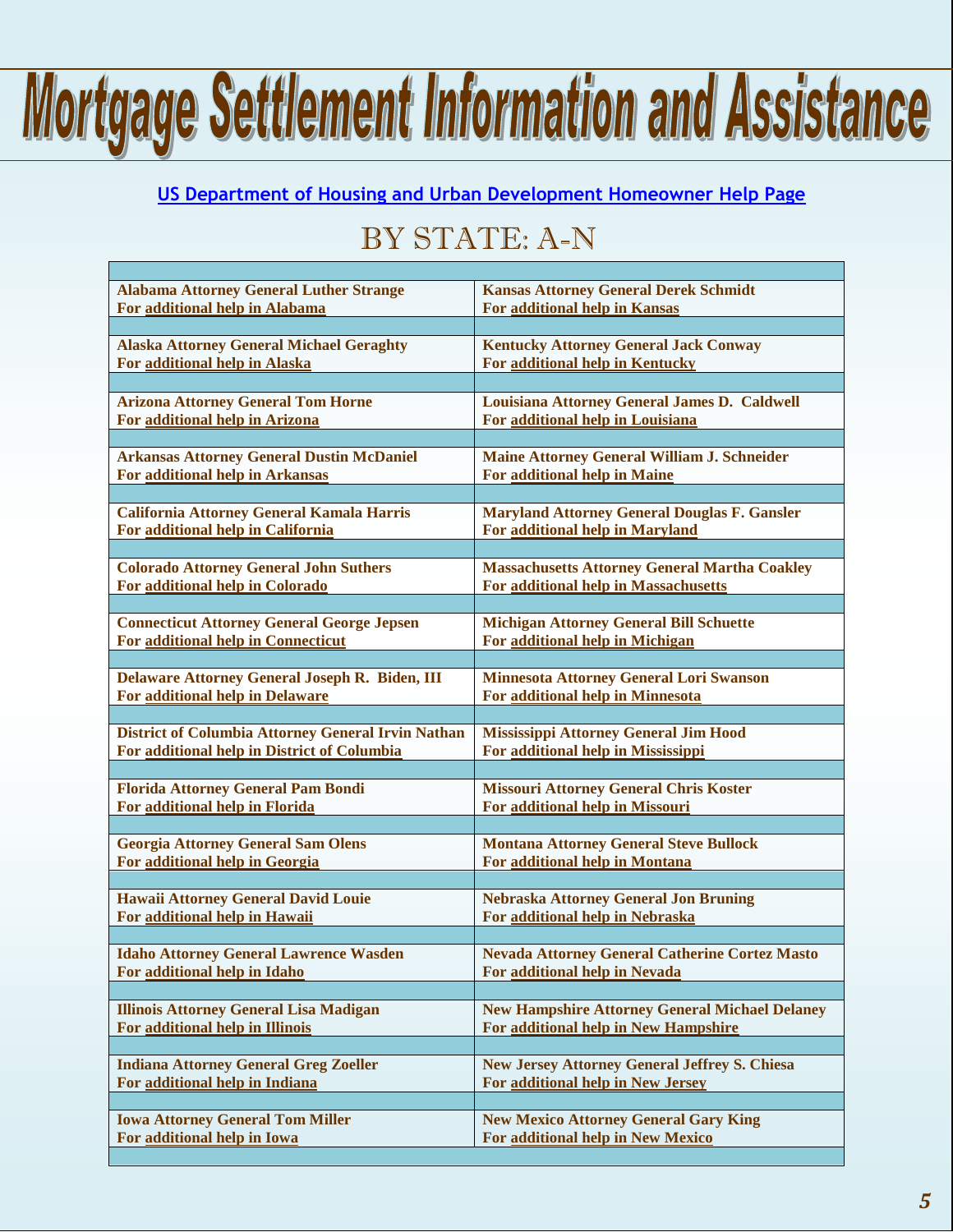# Mortgage Settlement Information and Assistance

**US Department of Housing and Urban Development Homeowner Help Page**

## BY STATE: A-N

| | |
|---|---|
| **Alabama Attorney General Luther Strange**<br>**For additional help in Alabama** | **Kansas Attorney General Derek Schmidt**<br>**For additional help in Kansas** |
| **Alaska Attorney General Michael Geraghty**<br>**For additional help in Alaska** | **Kentucky Attorney General Jack Conway**<br>**For additional help in Kentucky** |
| **Arizona Attorney General Tom Horne**<br>**For additional help in Arizona** | **Louisiana Attorney General James D. Caldwell**<br>**For additional help in Louisiana** |
| **Arkansas Attorney General Dustin McDaniel**<br>**For additional help in Arkansas** | **Maine Attorney General William J. Schneider**<br>**For additional help in Maine** |
| **California Attorney General Kamala Harris**<br>**For additional help in California** | **Maryland Attorney General Douglas F. Gansler**<br>**For additional help in Maryland** |
| **Colorado Attorney General John Suthers**<br>**For additional help in Colorado** | **Massachusetts Attorney General Martha Coakley**<br>**For additional help in Massachusetts** |
| **Connecticut Attorney General George Jepsen**<br>**For additional help in Connecticut** | **Michigan Attorney General Bill Schuette**<br>**For additional help in Michigan** |
| **Delaware Attorney General Joseph R. Biden, III**<br>**For additional help in Delaware** | **Minnesota Attorney General Lori Swanson**<br>**For additional help in Minnesota** |
| **District of Columbia Attorney General Irvin Nathan**<br>**For additional help in District of Columbia** | **Mississippi Attorney General Jim Hood**<br>**For additional help in Mississippi** |
| **Florida Attorney General Pam Bondi**<br>**For additional help in Florida** | **Missouri Attorney General Chris Koster**<br>**For additional help in Missouri** |
| **Georgia Attorney General Sam Olens**<br>**For additional help in Georgia** | **Montana Attorney General Steve Bullock**<br>**For additional help in Montana** |
| **Hawaii Attorney General David Louie**<br>**For additional help in Hawaii** | **Nebraska Attorney General Jon Bruning**<br>**For additional help in Nebraska** |
| **Idaho Attorney General Lawrence Wasden**<br>**For additional help in Idaho** | **Nevada Attorney General Catherine Cortez Masto**<br>**For additional help in Nevada** |
| **Illinois Attorney General Lisa Madigan**<br>**For additional help in Illinois** | **New Hampshire Attorney General Michael Delaney**<br>**For additional help in New Hampshire** |
| **Indiana Attorney General Greg Zoeller**<br>**For additional help in Indiana** | **New Jersey Attorney General Jeffrey S. Chiesa**<br>**For additional help in New Jersey** |
| **Iowa Attorney General Tom Miller**<br>**For additional help in Iowa** | **New Mexico Attorney General Gary King**<br>**For additional help in New Mexico** |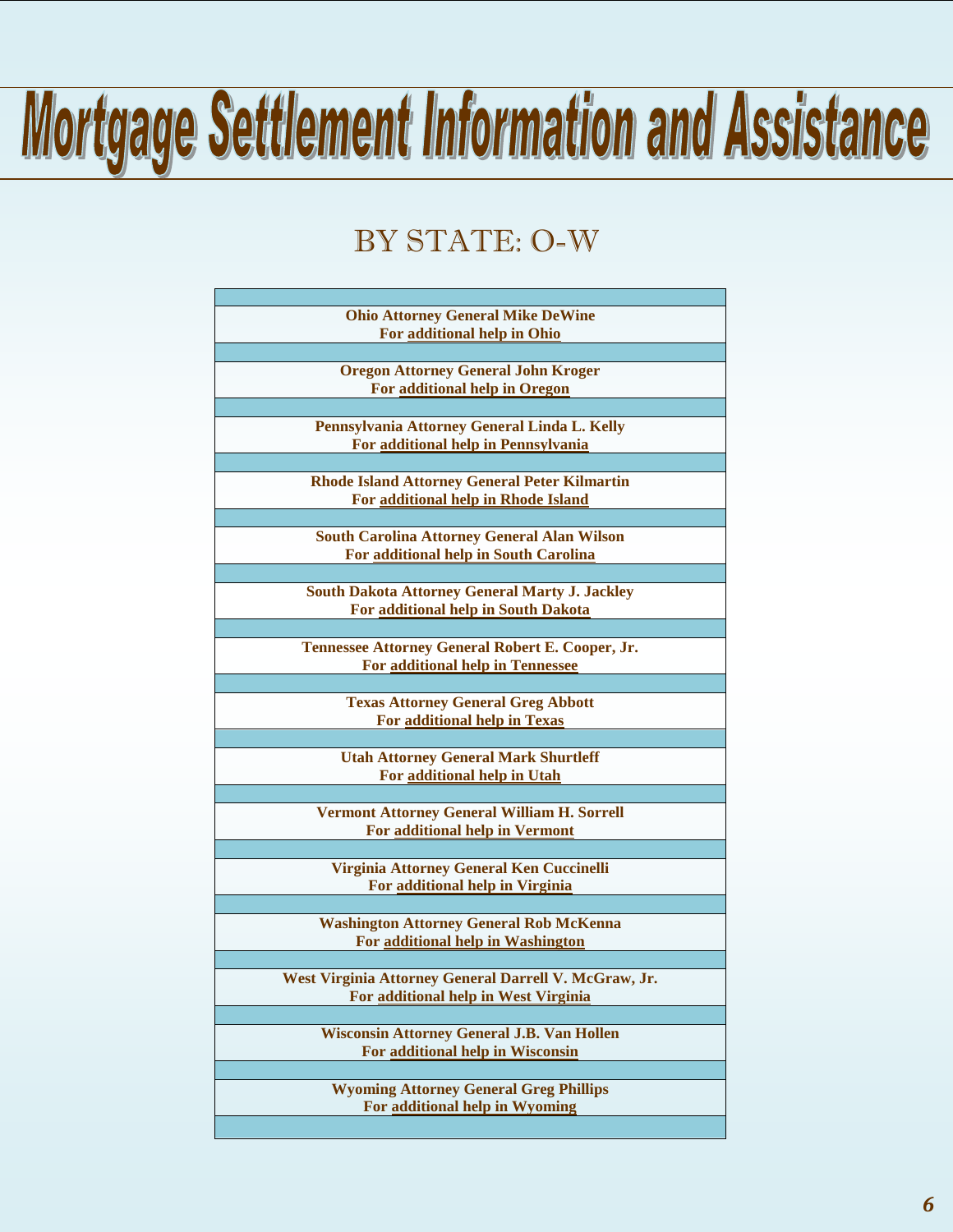# Mortgage Settlement Information and Assistance

## BY STATE: O-W

**Ohio Attorney General Mike DeWine**
**For additional help in Ohio**

**Oregon Attorney General John Kroger**
**For additional help in Oregon**

**Pennsylvania Attorney General Linda L. Kelly**
**For additional help in Pennsylvania**

**Rhode Island Attorney General Peter Kilmartin**
**For additional help in Rhode Island**

**South Carolina Attorney General Alan Wilson**
**For additional help in South Carolina**

**South Dakota Attorney General Marty J. Jackley**
**For additional help in South Dakota**

**Tennessee Attorney General Robert E. Cooper, Jr.**
**For additional help in Tennessee**

**Texas Attorney General Greg Abbott**
**For additional help in Texas**

**Utah Attorney General Mark Shurtleff**
**For additional help in Utah**

**Vermont Attorney General William H. Sorrell**
**For additional help in Vermont**

**Virginia Attorney General Ken Cuccinelli**
**For additional help in Virginia**

**Washington Attorney General Rob McKenna**
**For additional help in Washington**

**West Virginia Attorney General Darrell V. McGraw, Jr.**
**For additional help in West Virginia**

**Wisconsin Attorney General J.B. Van Hollen**
**For additional help in Wisconsin**

**Wyoming Attorney General Greg Phillips**
**For additional help in Wyoming**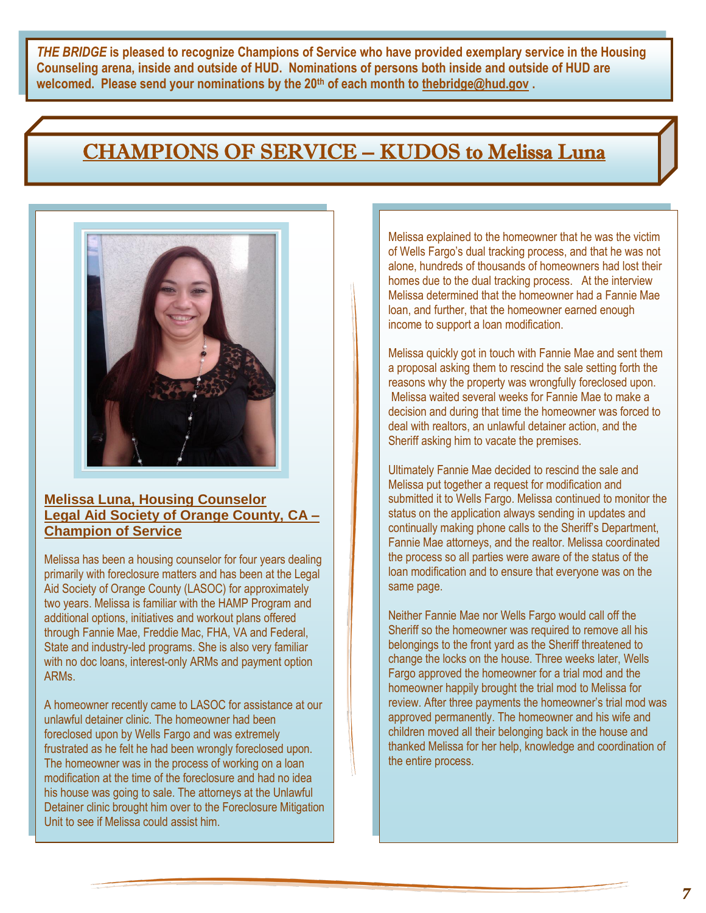***THE BRIDGE*** **is pleased to recognize Champions of Service who have provided exemplary service in the Housing Counseling arena, inside and outside of HUD. Nominations of persons both inside and outside of HUD are welcomed. Please send your nominations by the 20th of each month to thebridge@hud.gov .**

# CHAMPIONS OF SERVICE – KUDOS to Melissa Luna

## Melissa Luna, Housing Counselor Legal Aid Society of Orange County, CA – Champion of Service

Melissa has been a housing counselor for four years dealing primarily with foreclosure matters and has been at the Legal Aid Society of Orange County (LASOC) for approximately two years. Melissa is familiar with the HAMP Program and additional options, initiatives and workout plans offered through Fannie Mae, Freddie Mac, FHA, VA and Federal, State and industry-led programs. She is also very familiar with no doc loans, interest-only ARMs and payment option ARMs.

A homeowner recently came to LASOC for assistance at our unlawful detainer clinic. The homeowner had been foreclosed upon by Wells Fargo and was extremely frustrated as he felt he had been wrongly foreclosed upon. The homeowner was in the process of working on a loan modification at the time of the foreclosure and had no idea his house was going to sale. The attorneys at the Unlawful Detainer clinic brought him over to the Foreclosure Mitigation Unit to see if Melissa could assist him.

Melissa explained to the homeowner that he was the victim of Wells Fargo's dual tracking process, and that he was not alone, hundreds of thousands of homeowners had lost their homes due to the dual tracking process. At the interview Melissa determined that the homeowner had a Fannie Mae loan, and further, that the homeowner earned enough income to support a loan modification.

Melissa quickly got in touch with Fannie Mae and sent them a proposal asking them to rescind the sale setting forth the reasons why the property was wrongfully foreclosed upon. Melissa waited several weeks for Fannie Mae to make a decision and during that time the homeowner was forced to deal with realtors, an unlawful detainer action, and the Sheriff asking him to vacate the premises.

Ultimately Fannie Mae decided to rescind the sale and Melissa put together a request for modification and submitted it to Wells Fargo. Melissa continued to monitor the status on the application always sending in updates and continually making phone calls to the Sheriff's Department, Fannie Mae attorneys, and the realtor. Melissa coordinated the process so all parties were aware of the status of the loan modification and to ensure that everyone was on the same page.

Neither Fannie Mae nor Wells Fargo would call off the Sheriff so the homeowner was required to remove all his belongings to the front yard as the Sheriff threatened to change the locks on the house. Three weeks later, Wells Fargo approved the homeowner for a trial mod and the homeowner happily brought the trial mod to Melissa for review. After three payments the homeowner's trial mod was approved permanently. The homeowner and his wife and children moved all their belonging back in the house and thanked Melissa for her help, knowledge and coordination of the entire process.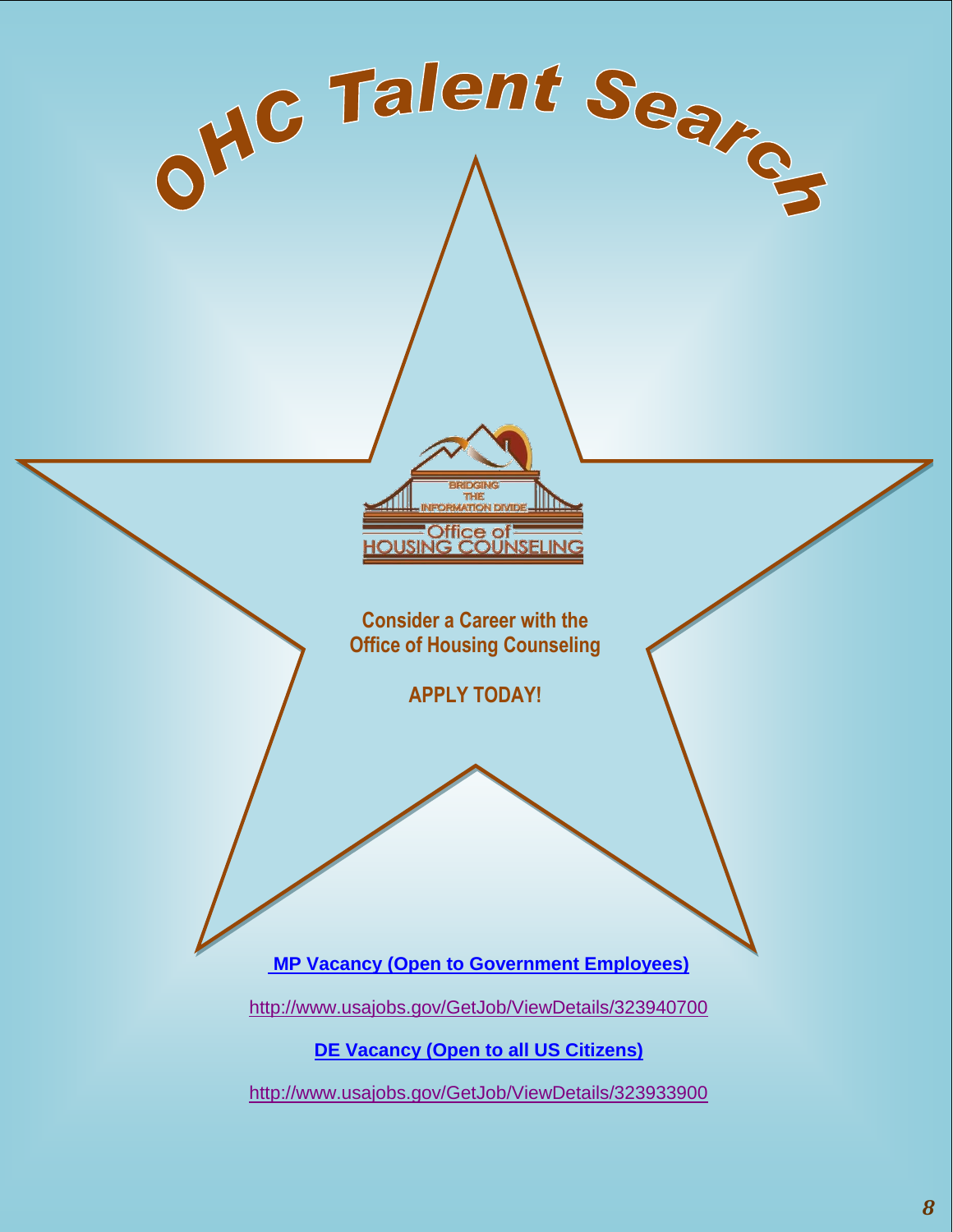# OHC Talent Search

BRIDGING THE INFORMATION DIVIDE

Office of HOUSING COUNSELING

**Consider a Career with the Office of Housing Counseling**

**APPLY TODAY!**

**MP Vacancy (Open to Government Employees)**

http://www.usajobs.gov/GetJob/ViewDetails/323940700

**DE Vacancy (Open to all US Citizens)**

http://www.usajobs.gov/GetJob/ViewDetails/323933900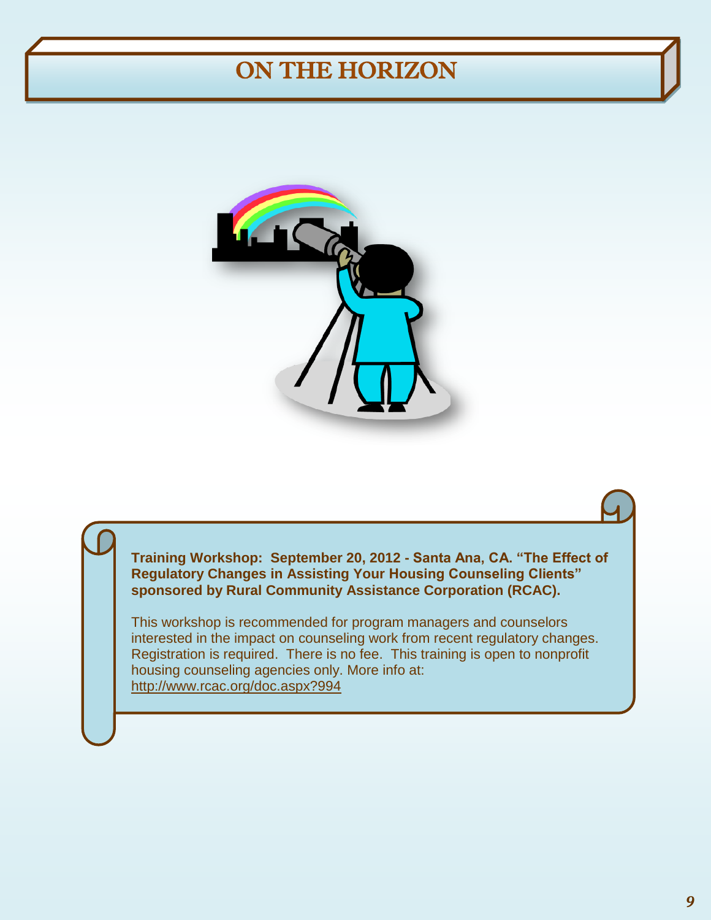# ON THE HORIZON

**Training Workshop: September 20, 2012 - Santa Ana, CA. "The Effect of Regulatory Changes in Assisting Your Housing Counseling Clients" sponsored by Rural Community Assistance Corporation (RCAC).**

This workshop is recommended for program managers and counselors interested in the impact on counseling work from recent regulatory changes. Registration is required. There is no fee. This training is open to nonprofit housing counseling agencies only. More info at: http://www.rcac.org/doc.aspx?994